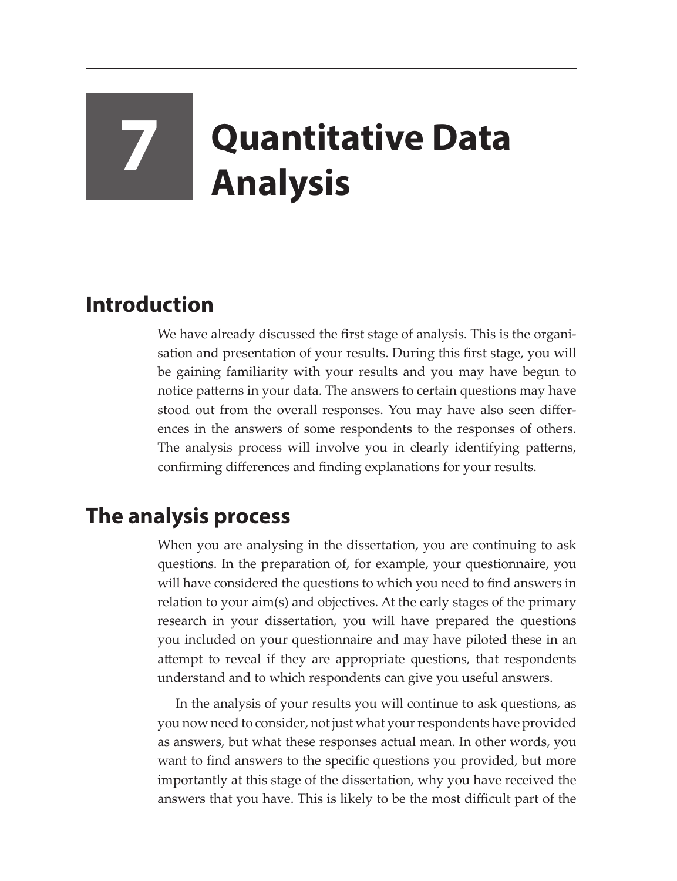# 7 Quantitative Data Analysis

## Introduction

We have already discussed the first stage of analysis. This is the organisation and presentation of your results. During this first stage, you will be gaining familiarity with your results and you may have begun to notice patterns in your data. The answers to certain questions may have stood out from the overall responses. You may have also seen differences in the answers of some respondents to the responses of others. The analysis process will involve you in clearly identifying patterns, confirming differences and finding explanations for your results.

## The analysis process

When you are analysing in the dissertation, you are continuing to ask questions. In the preparation of, for example, your questionnaire, you will have considered the questions to which you need to find answers in relation to your aim(s) and objectives. At the early stages of the primary research in your dissertation, you will have prepared the questions you included on your questionnaire and may have piloted these in an attempt to reveal if they are appropriate questions, that respondents understand and to which respondents can give you useful answers.

In the analysis of your results you will continue to ask questions, as you now need to consider, not just what your respondents have provided as answers, but what these responses actual mean. In other words, you want to find answers to the specific questions you provided, but more importantly at this stage of the dissertation, why you have received the answers that you have. This is likely to be the most difficult part of the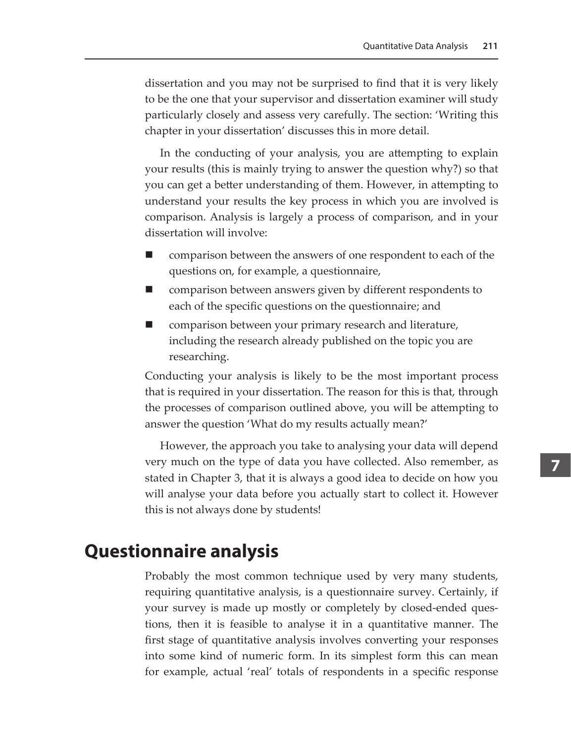dissertation and you may not be surprised to find that it is very likely to be the one that your supervisor and dissertation examiner will study particularly closely and assess very carefully. The section: 'Writing this chapter in your dissertation' discusses this in more detail.

In the conducting of your analysis, you are attempting to explain your results (this is mainly trying to answer the question why?) so that you can get a better understanding of them. However, in attempting to understand your results the key process in which you are involved is comparison. Analysis is largely a process of comparison, and in your dissertation will involve:

- comparison between the answers of one respondent to each of the questions on, for example, a questionnaire,
- comparison between answers given by different respondents to each of the specific questions on the questionnaire; and
- comparison between your primary research and literature, including the research already published on the topic you are researching.

Conducting your analysis is likely to be the most important process that is required in your dissertation. The reason for this is that, through the processes of comparison outlined above, you will be attempting to answer the question 'What do my results actually mean?'

However, the approach you take to analysing your data will depend very much on the type of data you have collected. Also remember, as stated in Chapter 3, that it is always a good idea to decide on how you will analyse your data before you actually start to collect it. However this is not always done by students!

## Questionnaire analysis

Probably the most common technique used by very many students, requiring quantitative analysis, is a questionnaire survey. Certainly, if your survey is made up mostly or completely by closed-ended questions, then it is feasible to analyse it in a quantitative manner. The first stage of quantitative analysis involves converting your responses into some kind of numeric form. In its simplest form this can mean for example, actual 'real' totals of respondents in a specific response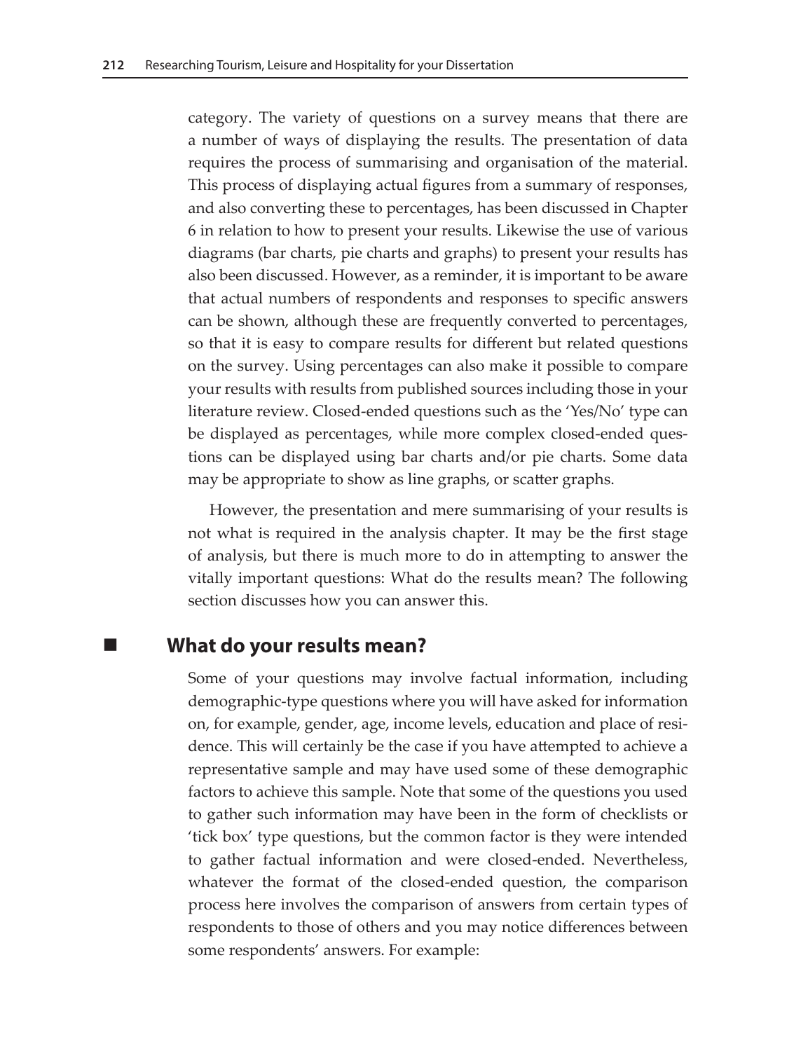category. The variety of questions on a survey means that there are a number of ways of displaying the results. The presentation of data requires the process of summarising and organisation of the material. This process of displaying actual figures from a summary of responses, and also converting these to percentages, has been discussed in Chapter 6 in relation to how to present your results. Likewise the use of various diagrams (bar charts, pie charts and graphs) to present your results has also been discussed. However, as a reminder, it is important to be aware that actual numbers of respondents and responses to specific answers can be shown, although these are frequently converted to percentages, so that it is easy to compare results for different but related questions on the survey. Using percentages can also make it possible to compare your results with results from published sources including those in your literature review. Closed-ended questions such as the 'Yes/No' type can be displayed as percentages, while more complex closed-ended questions can be displayed using bar charts and/or pie charts. Some data may be appropriate to show as line graphs, or scatter graphs.

However, the presentation and mere summarising of your results is not what is required in the analysis chapter. It may be the first stage of analysis, but there is much more to do in attempting to answer the vitally important questions: What do the results mean? The following section discusses how you can answer this.

## What do your results mean?

Some of your questions may involve factual information, including demographic-type questions where you will have asked for information on, for example, gender, age, income levels, education and place of residence. This will certainly be the case if you have attempted to achieve a representative sample and may have used some of these demographic factors to achieve this sample. Note that some of the questions you used to gather such information may have been in the form of checklists or 'tick box' type questions, but the common factor is they were intended to gather factual information and were closed-ended. Nevertheless, whatever the format of the closed-ended question, the comparison process here involves the comparison of answers from certain types of respondents to those of others and you may notice differences between some respondents' answers. For example: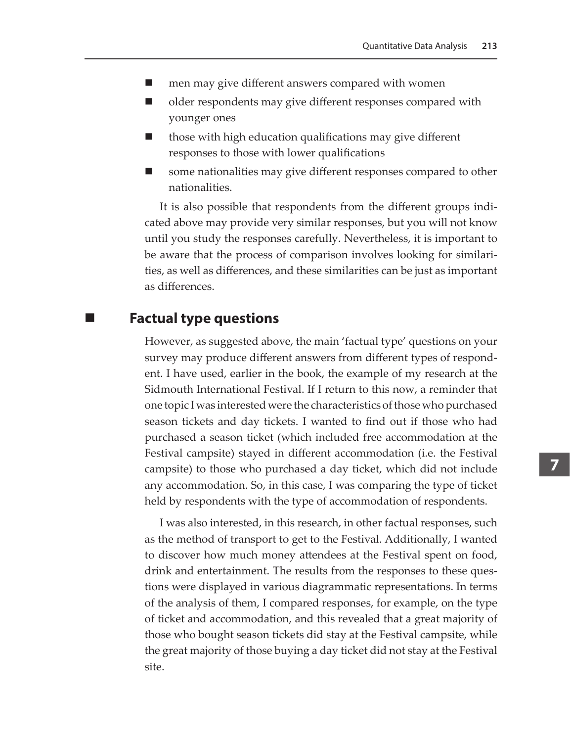- men may give different answers compared with women
- older respondents may give different responses compared with younger ones
- those with high education qualifications may give different responses to those with lower qualifications
- some nationalities may give different responses compared to other nationalities.

It is also possible that respondents from the different groups indicated above may provide very similar responses, but you will not know until you study the responses carefully. Nevertheless, it is important to be aware that the process of comparison involves looking for similarities, as well as differences, and these similarities can be just as important as differences.

## Factual type questions

However, as suggested above, the main 'factual type' questions on your survey may produce different answers from different types of respondent. I have used, earlier in the book, the example of my research at the Sidmouth International Festival. If I return to this now, a reminder that one topic I was interested were the characteristics of those who purchased season tickets and day tickets. I wanted to find out if those who had purchased a season ticket (which included free accommodation at the Festival campsite) stayed in different accommodation (i.e. the Festival campsite) to those who purchased a day ticket, which did not include any accommodation. So, in this case, I was comparing the type of ticket held by respondents with the type of accommodation of respondents.

I was also interested, in this research, in other factual responses, such as the method of transport to get to the Festival. Additionally, I wanted to discover how much money attendees at the Festival spent on food, drink and entertainment. The results from the responses to these questions were displayed in various diagrammatic representations. In terms of the analysis of them, I compared responses, for example, on the type of ticket and accommodation, and this revealed that a great majority of those who bought season tickets did stay at the Festival campsite, while the great majority of those buying a day ticket did not stay at the Festival site.